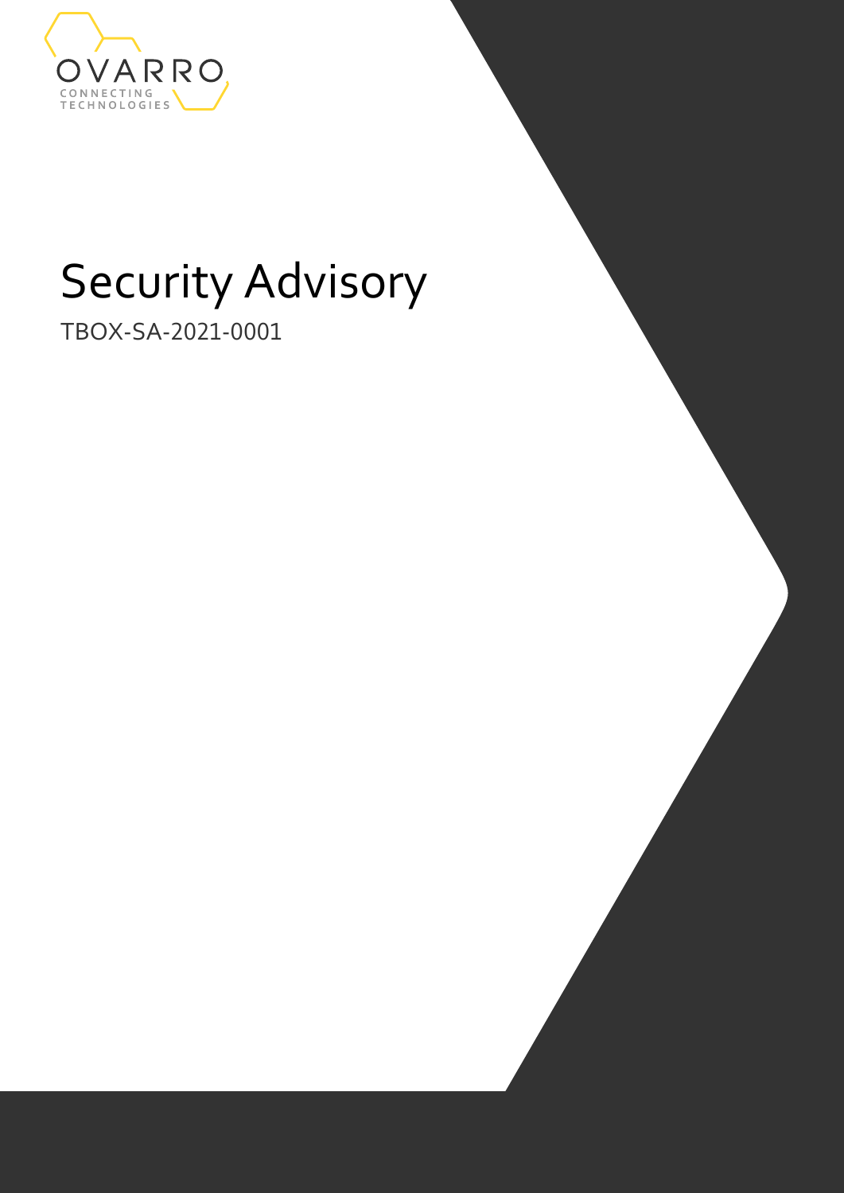OVARRO

CONNECTING TECHNOLOGIES

# Security Advisory

TBOX-SA-2021-0001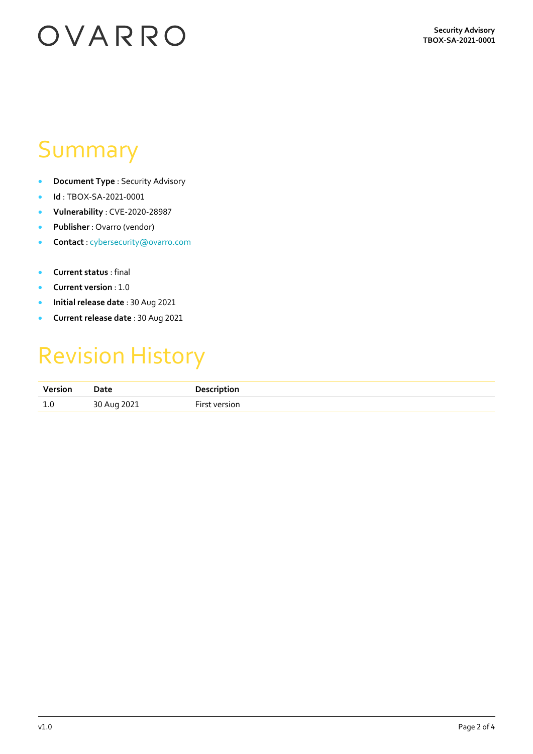# Summary

- **Document Type** : Security Advisory
- **Id** : TBOX-SA-2021-0001
- **Vulnerability** : CVE-2020-28987
- **Publisher** : Ovarro (vendor)
- **Contact** : cybersecurity@ovarro.com

- **Current status** : final
- **Current version** : 1.0
- **Initial release date** : 30 Aug 2021
- **Current release date** : 30 Aug 2021

# Revision History

| Version | Date | Description |
|---|---|---|
| 1.0 | 30 Aug 2021 | First version |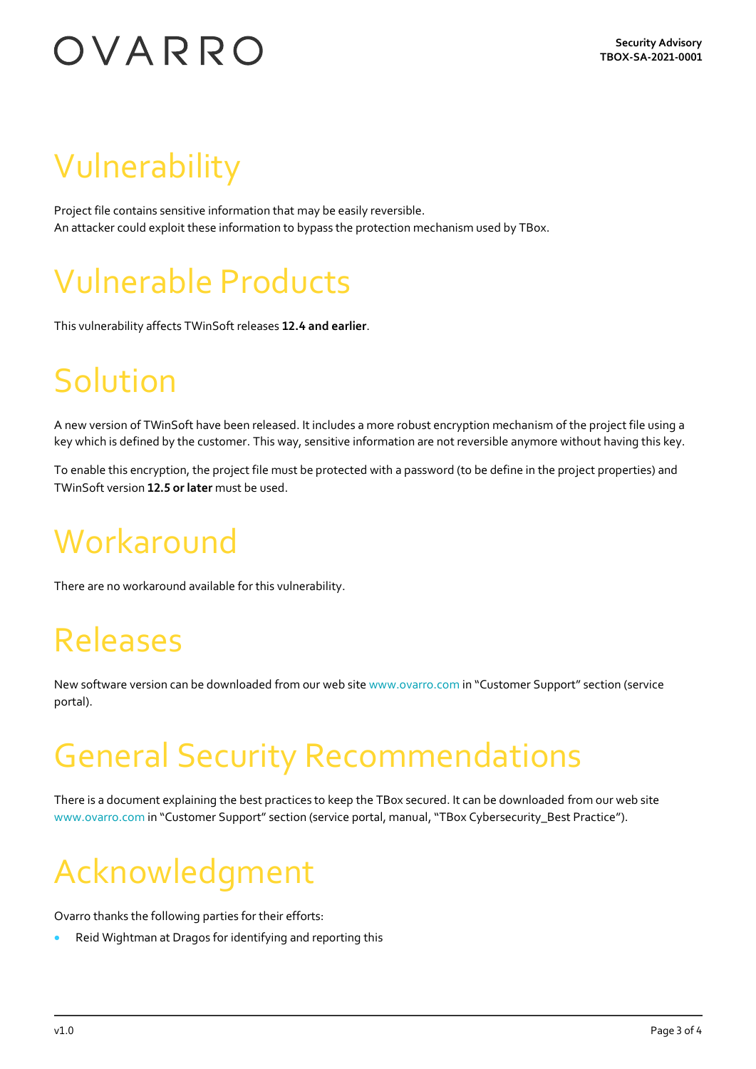# Vulnerability

Project file contains sensitive information that may be easily reversible.
An attacker could exploit these information to bypass the protection mechanism used by TBox.

# Vulnerable Products

This vulnerability affects TWinSoft releases **12.4 and earlier**.

# Solution

A new version of TWinSoft have been released. It includes a more robust encryption mechanism of the project file using a key which is defined by the customer. This way, sensitive information are not reversible anymore without having this key.

To enable this encryption, the project file must be protected with a password (to be define in the project properties) and TWinSoft version **12.5 or later** must be used.

# Workaround

There are no workaround available for this vulnerability.

# Releases

New software version can be downloaded from our web site www.ovarro.com in "Customer Support" section (service portal).

# General Security Recommendations

There is a document explaining the best practices to keep the TBox secured. It can be downloaded from our web site www.ovarro.com in "Customer Support" section (service portal, manual, "TBox Cybersecurity_Best Practice").

# Acknowledgment

Ovarro thanks the following parties for their efforts:

- Reid Wightman at Dragos for identifying and reporting this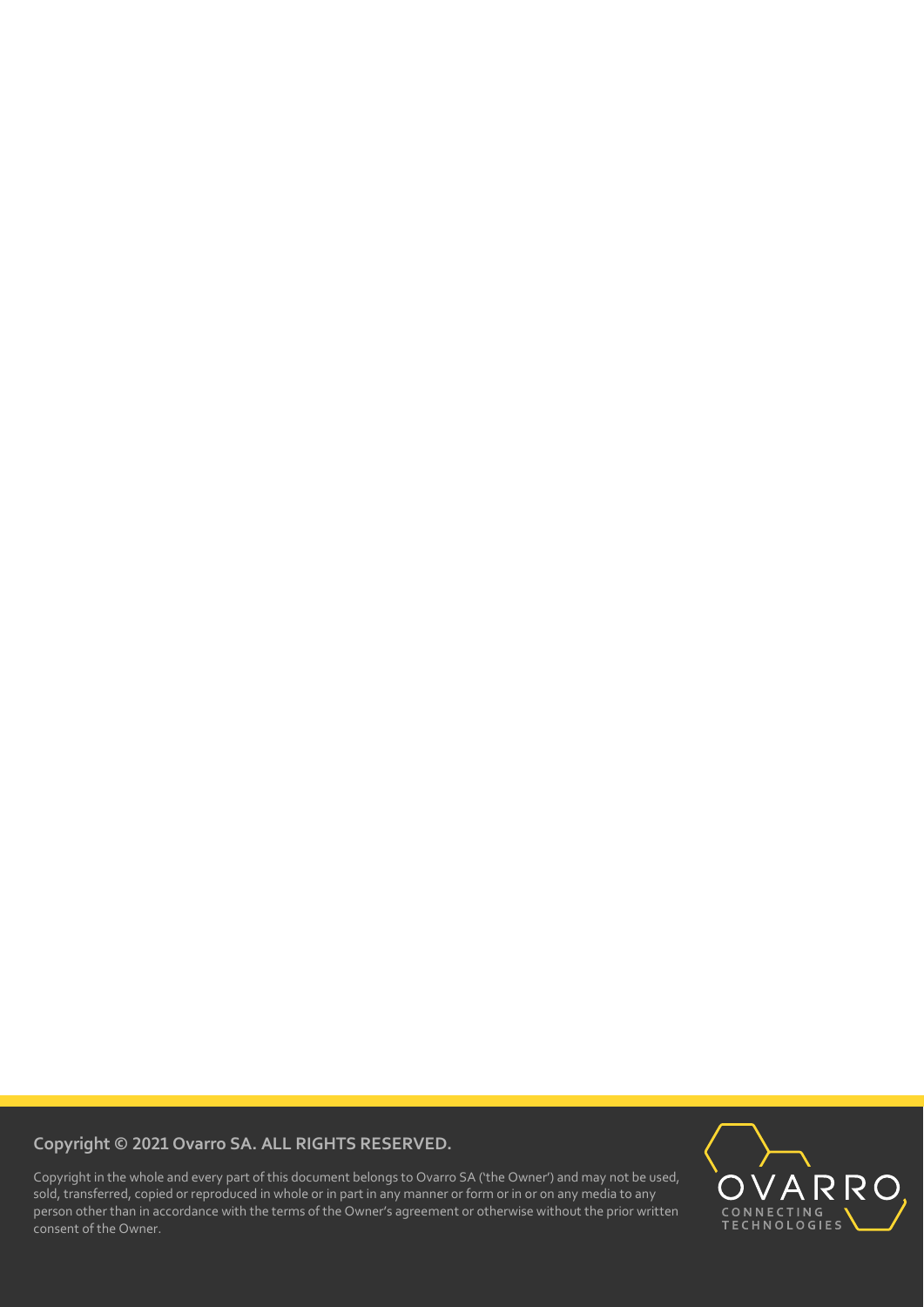**Copyright © 2021 Ovarro SA. ALL RIGHTS RESERVED.**

Copyright in the whole and every part of this document belongs to Ovarro SA ('the Owner') and may not be used, sold, transferred, copied or reproduced in whole or in part in any manner or form or in or on any media to any person other than in accordance with the terms of the Owner's agreement or otherwise without the prior written consent of the Owner.

OVARRO
CONNECTING TECHNOLOGIES